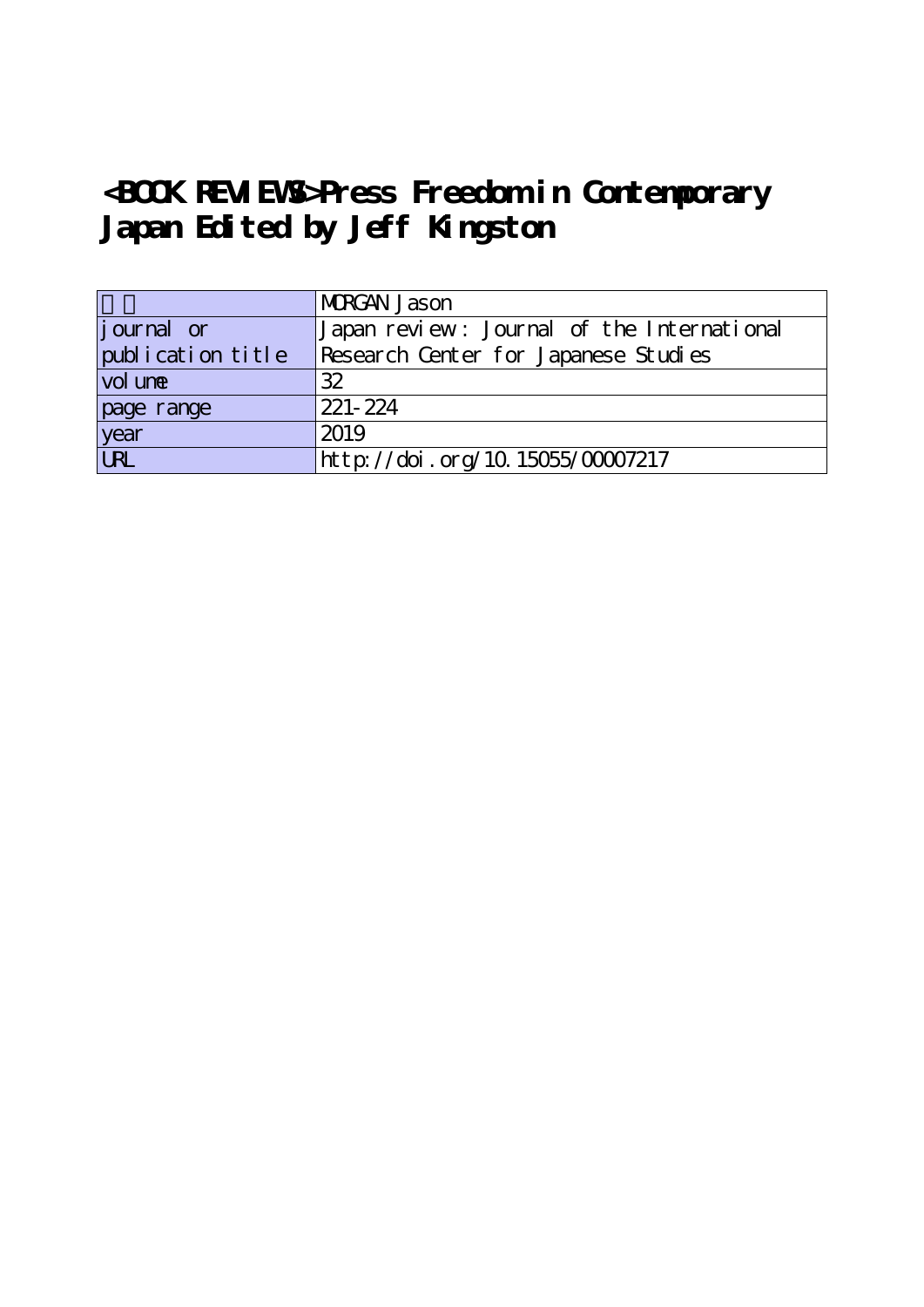# <BOOK REVIEWS>Press Freedom in Contemporary Japan Edited by Jeff Kingston

| | |
|---|---|
| 著者 | MORGAN Jason |
| journal or publication title | Japan review : Journal of the International Research Center for Japanese Studies |
| volume | 32 |
| page range | 221-224 |
| year | 2019 |
| URL | http://doi.org/10.15055/00007217 |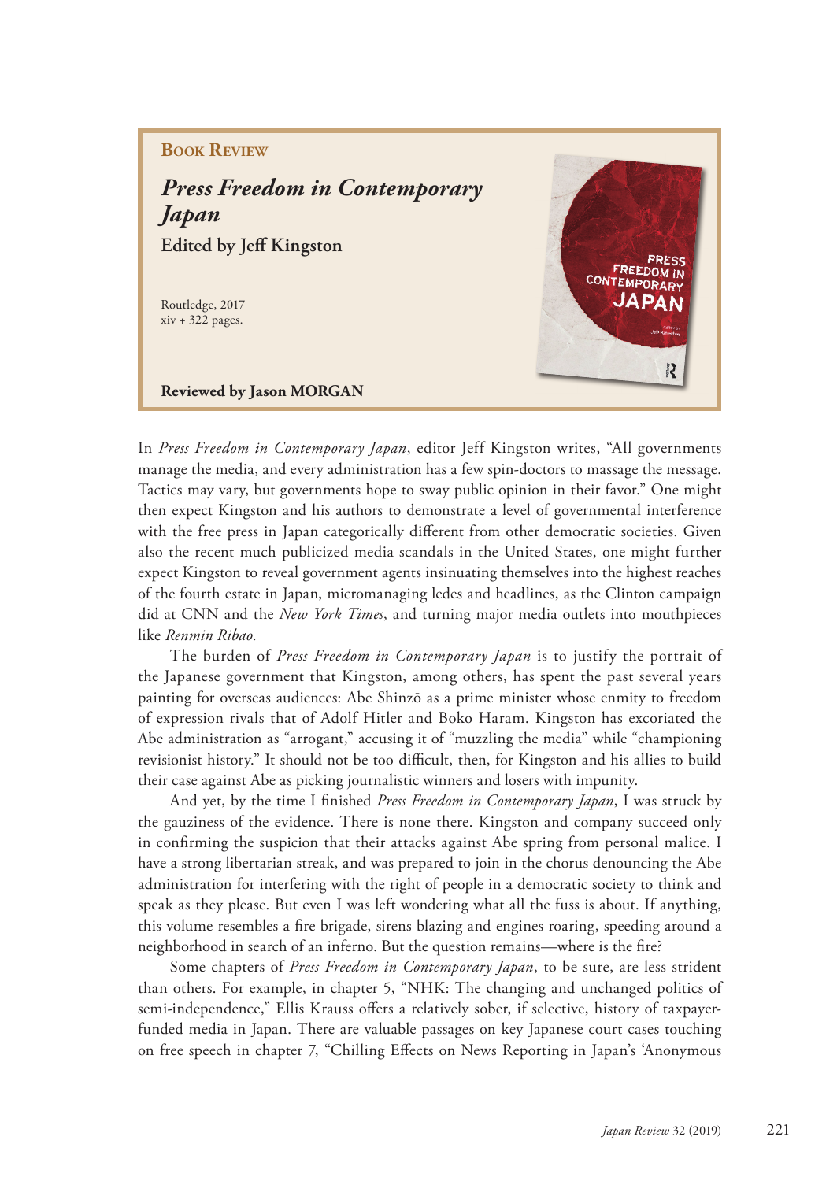**Book Review**

## *Press Freedom in Contemporary Japan*

**Edited by Jeff Kingston**

Routledge, 2017
xiv + 322 pages.

**Reviewed by Jason MORGAN**

In *Press Freedom in Contemporary Japan*, editor Jeff Kingston writes, "All governments manage the media, and every administration has a few spin-doctors to massage the message. Tactics may vary, but governments hope to sway public opinion in their favor." One might then expect Kingston and his authors to demonstrate a level of governmental interference with the free press in Japan categorically different from other democratic societies. Given also the recent much publicized media scandals in the United States, one might further expect Kingston to reveal government agents insinuating themselves into the highest reaches of the fourth estate in Japan, micromanaging ledes and headlines, as the Clinton campaign did at CNN and the *New York Times*, and turning major media outlets into mouthpieces like *Renmin Ribao*.

The burden of *Press Freedom in Contemporary Japan* is to justify the portrait of the Japanese government that Kingston, among others, has spent the past several years painting for overseas audiences: Abe Shinzō as a prime minister whose enmity to freedom of expression rivals that of Adolf Hitler and Boko Haram. Kingston has excoriated the Abe administration as "arrogant," accusing it of "muzzling the media" while "championing revisionist history." It should not be too difficult, then, for Kingston and his allies to build their case against Abe as picking journalistic winners and losers with impunity.

And yet, by the time I finished *Press Freedom in Contemporary Japan*, I was struck by the gauziness of the evidence. There is none there. Kingston and company succeed only in confirming the suspicion that their attacks against Abe spring from personal malice. I have a strong libertarian streak, and was prepared to join in the chorus denouncing the Abe administration for interfering with the right of people in a democratic society to think and speak as they please. But even I was left wondering what all the fuss is about. If anything, this volume resembles a fire brigade, sirens blazing and engines roaring, speeding around a neighborhood in search of an inferno. But the question remains—where is the fire?

Some chapters of *Press Freedom in Contemporary Japan*, to be sure, are less strident than others. For example, in chapter 5, "NHK: The changing and unchanged politics of semi-independence," Ellis Krauss offers a relatively sober, if selective, history of taxpayer-funded media in Japan. There are valuable passages on key Japanese court cases touching on free speech in chapter 7, "Chilling Effects on News Reporting in Japan's 'Anonymous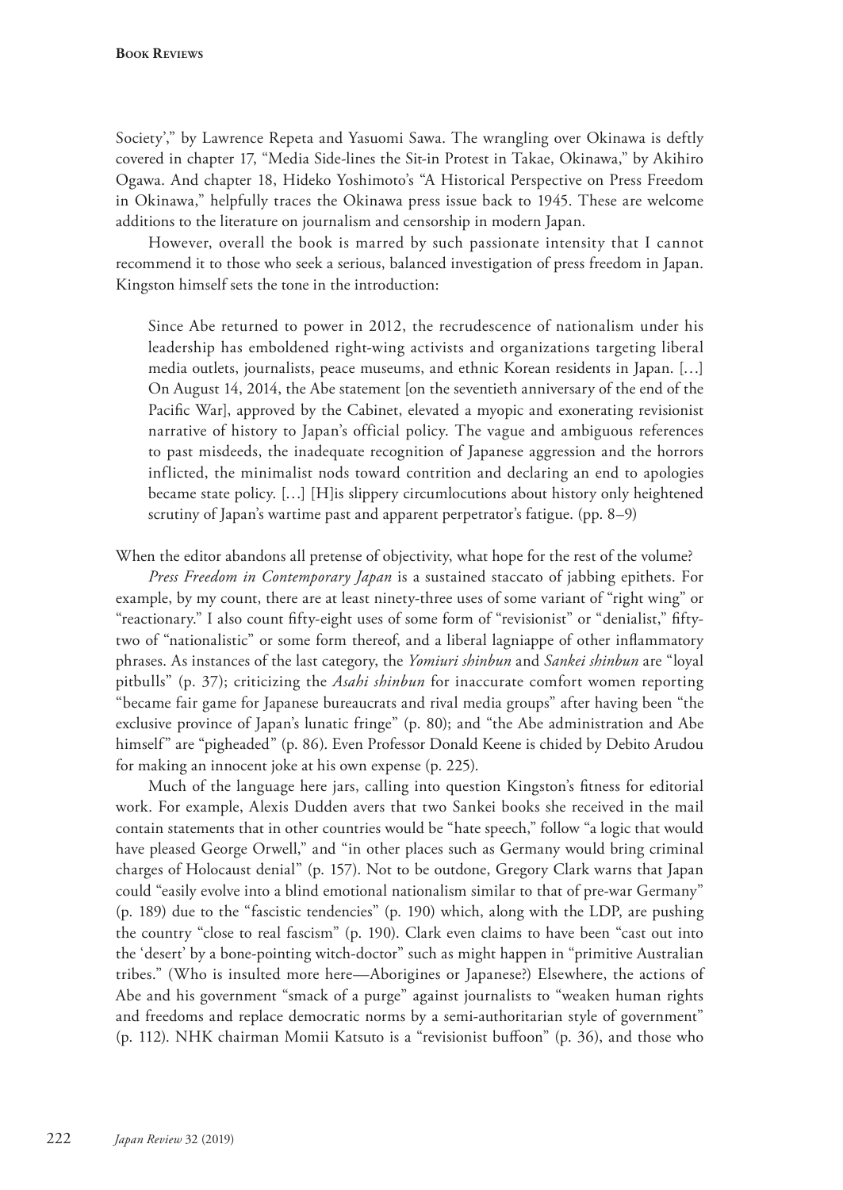Society',” by Lawrence Repeta and Yasuomi Sawa. The wrangling over Okinawa is deftly covered in chapter 17, “Media Side-lines the Sit-in Protest in Takae, Okinawa,” by Akihiro Ogawa. And chapter 18, Hideko Yoshimoto's “A Historical Perspective on Press Freedom in Okinawa,” helpfully traces the Okinawa press issue back to 1945. These are welcome additions to the literature on journalism and censorship in modern Japan.

However, overall the book is marred by such passionate intensity that I cannot recommend it to those who seek a serious, balanced investigation of press freedom in Japan. Kingston himself sets the tone in the introduction:

> Since Abe returned to power in 2012, the recrudescence of nationalism under his leadership has emboldened right-wing activists and organizations targeting liberal media outlets, journalists, peace museums, and ethnic Korean residents in Japan. […] On August 14, 2014, the Abe statement [on the seventieth anniversary of the end of the Pacific War], approved by the Cabinet, elevated a myopic and exonerating revisionist narrative of history to Japan's official policy. The vague and ambiguous references to past misdeeds, the inadequate recognition of Japanese aggression and the horrors inflicted, the minimalist nods toward contrition and declaring an end to apologies became state policy. […] [H]is slippery circumlocutions about history only heightened scrutiny of Japan's wartime past and apparent perpetrator's fatigue. (pp. 8–9)

When the editor abandons all pretense of objectivity, what hope for the rest of the volume?

*Press Freedom in Contemporary Japan* is a sustained staccato of jabbing epithets. For example, by my count, there are at least ninety-three uses of some variant of “right wing” or “reactionary.” I also count fifty-eight uses of some form of “revisionist” or “denialist,” fifty-two of “nationalistic” or some form thereof, and a liberal lagniappe of other inflammatory phrases. As instances of the last category, the *Yomiuri shinbun* and *Sankei shinbun* are “loyal pitbulls” (p. 37); criticizing the *Asahi shinbun* for inaccurate comfort women reporting “became fair game for Japanese bureaucrats and rival media groups” after having been “the exclusive province of Japan's lunatic fringe” (p. 80); and “the Abe administration and Abe himself” are “pigheaded” (p. 86). Even Professor Donald Keene is chided by Debito Arudou for making an innocent joke at his own expense (p. 225).

Much of the language here jars, calling into question Kingston's fitness for editorial work. For example, Alexis Dudden avers that two Sankei books she received in the mail contain statements that in other countries would be “hate speech,” follow “a logic that would have pleased George Orwell,” and “in other places such as Germany would bring criminal charges of Holocaust denial” (p. 157). Not to be outdone, Gregory Clark warns that Japan could “easily evolve into a blind emotional nationalism similar to that of pre-war Germany” (p. 189) due to the “fascistic tendencies” (p. 190) which, along with the LDP, are pushing the country “close to real fascism” (p. 190). Clark even claims to have been “cast out into the 'desert' by a bone-pointing witch-doctor” such as might happen in “primitive Australian tribes.” (Who is insulted more here—Aborigines or Japanese?) Elsewhere, the actions of Abe and his government “smack of a purge” against journalists to “weaken human rights and freedoms and replace democratic norms by a semi-authoritarian style of government” (p. 112). NHK chairman Momii Katsuto is a “revisionist buffoon” (p. 36), and those who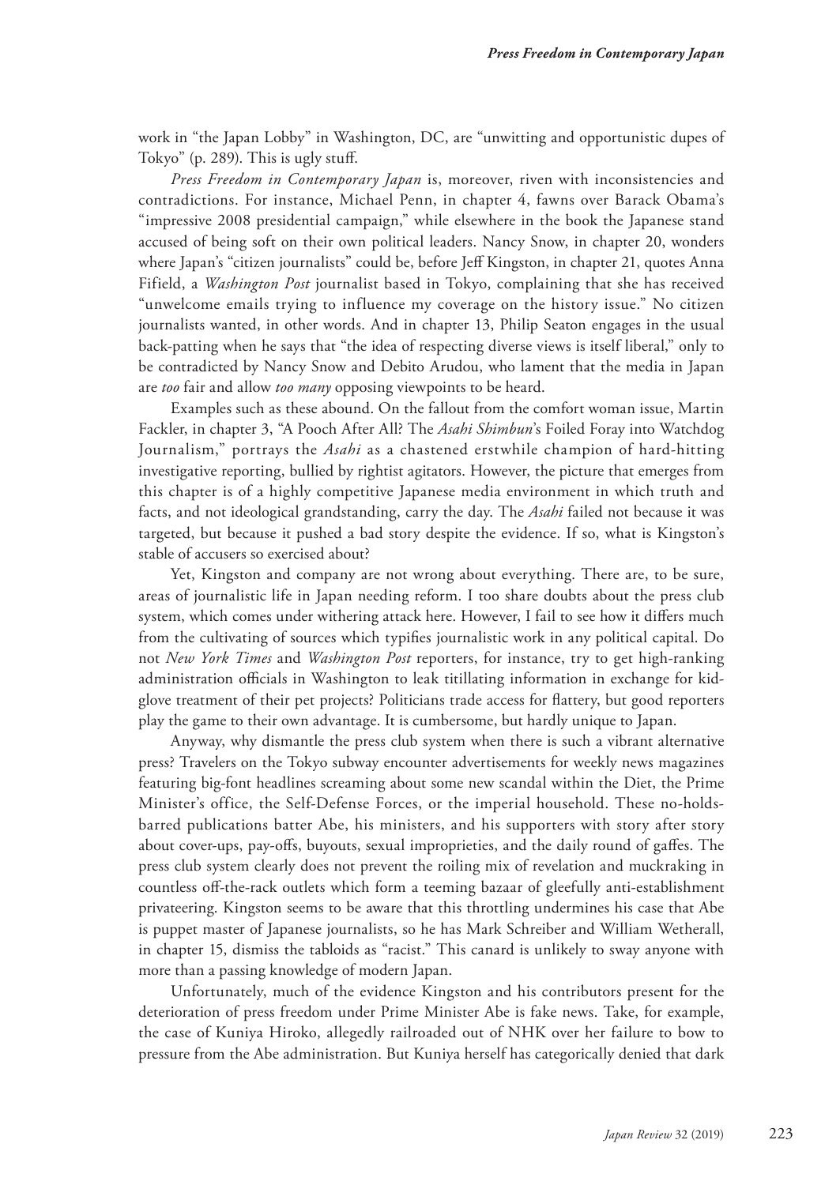work in "the Japan Lobby" in Washington, DC, are "unwitting and opportunistic dupes of Tokyo" (p. 289). This is ugly stuff.

*Press Freedom in Contemporary Japan* is, moreover, riven with inconsistencies and contradictions. For instance, Michael Penn, in chapter 4, fawns over Barack Obama's "impressive 2008 presidential campaign," while elsewhere in the book the Japanese stand accused of being soft on their own political leaders. Nancy Snow, in chapter 20, wonders where Japan's "citizen journalists" could be, before Jeff Kingston, in chapter 21, quotes Anna Fifield, a *Washington Post* journalist based in Tokyo, complaining that she has received "unwelcome emails trying to influence my coverage on the history issue." No citizen journalists wanted, in other words. And in chapter 13, Philip Seaton engages in the usual back-patting when he says that "the idea of respecting diverse views is itself liberal," only to be contradicted by Nancy Snow and Debito Arudou, who lament that the media in Japan are *too* fair and allow *too many* opposing viewpoints to be heard.

Examples such as these abound. On the fallout from the comfort woman issue, Martin Fackler, in chapter 3, "A Pooch After All? The *Asahi Shimbun*'s Foiled Foray into Watchdog Journalism," portrays the *Asahi* as a chastened erstwhile champion of hard-hitting investigative reporting, bullied by rightist agitators. However, the picture that emerges from this chapter is of a highly competitive Japanese media environment in which truth and facts, and not ideological grandstanding, carry the day. The *Asahi* failed not because it was targeted, but because it pushed a bad story despite the evidence. If so, what is Kingston's stable of accusers so exercised about?

Yet, Kingston and company are not wrong about everything. There are, to be sure, areas of journalistic life in Japan needing reform. I too share doubts about the press club system, which comes under withering attack here. However, I fail to see how it differs much from the cultivating of sources which typifies journalistic work in any political capital. Do not *New York Times* and *Washington Post* reporters, for instance, try to get high-ranking administration officials in Washington to leak titillating information in exchange for kid-glove treatment of their pet projects? Politicians trade access for flattery, but good reporters play the game to their own advantage. It is cumbersome, but hardly unique to Japan.

Anyway, why dismantle the press club system when there is such a vibrant alternative press? Travelers on the Tokyo subway encounter advertisements for weekly news magazines featuring big-font headlines screaming about some new scandal within the Diet, the Prime Minister's office, the Self-Defense Forces, or the imperial household. These no-holds-barred publications batter Abe, his ministers, and his supporters with story after story about cover-ups, pay-offs, buyouts, sexual improprieties, and the daily round of gaffes. The press club system clearly does not prevent the roiling mix of revelation and muckraking in countless off-the-rack outlets which form a teeming bazaar of gleefully anti-establishment privateering. Kingston seems to be aware that this throttling undermines his case that Abe is puppet master of Japanese journalists, so he has Mark Schreiber and William Wetherall, in chapter 15, dismiss the tabloids as "racist." This canard is unlikely to sway anyone with more than a passing knowledge of modern Japan.

Unfortunately, much of the evidence Kingston and his contributors present for the deterioration of press freedom under Prime Minister Abe is fake news. Take, for example, the case of Kuniya Hiroko, allegedly railroaded out of NHK over her failure to bow to pressure from the Abe administration. But Kuniya herself has categorically denied that dark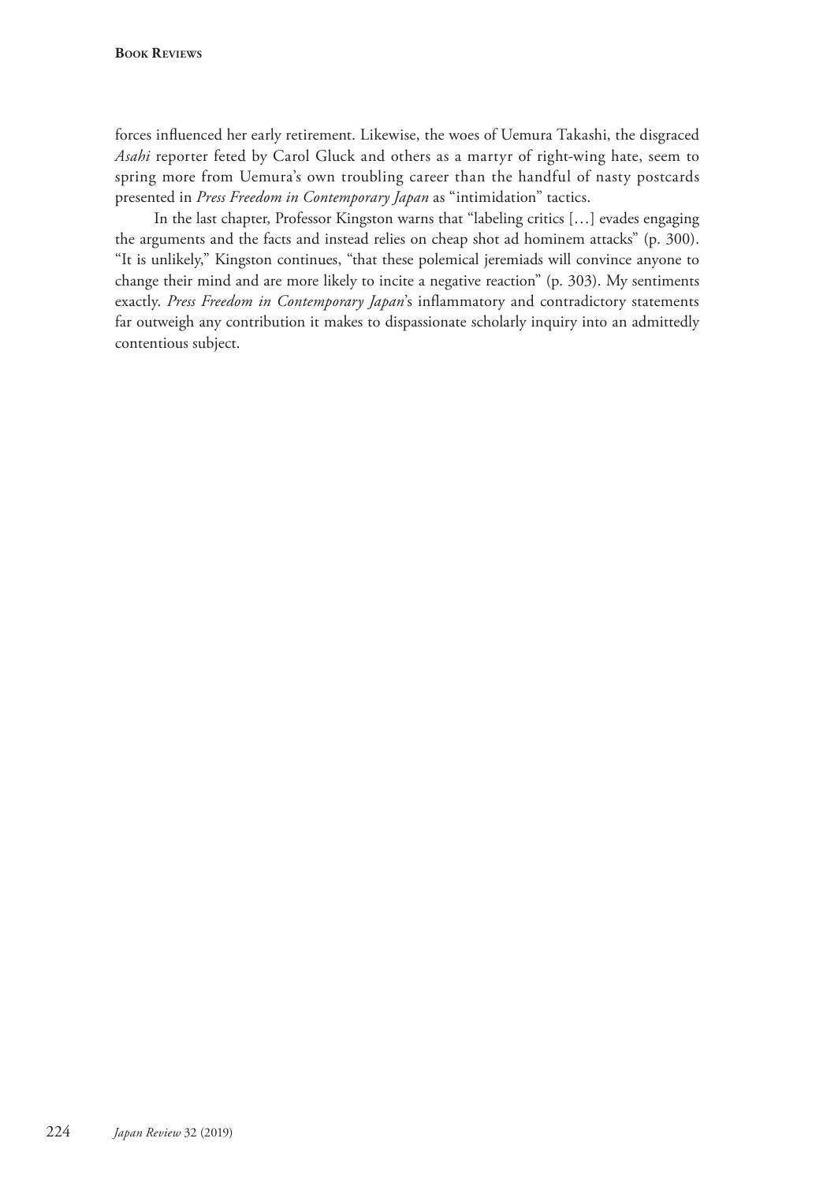forces influenced her early retirement. Likewise, the woes of Uemura Takashi, the disgraced *Asahi* reporter feted by Carol Gluck and others as a martyr of right-wing hate, seem to spring more from Uemura's own troubling career than the handful of nasty postcards presented in *Press Freedom in Contemporary Japan* as "intimidation" tactics.

In the last chapter, Professor Kingston warns that "labeling critics […] evades engaging the arguments and the facts and instead relies on cheap shot ad hominem attacks" (p. 300). "It is unlikely," Kingston continues, "that these polemical jeremiads will convince anyone to change their mind and are more likely to incite a negative reaction" (p. 303). My sentiments exactly. *Press Freedom in Contemporary Japan*'s inflammatory and contradictory statements far outweigh any contribution it makes to dispassionate scholarly inquiry into an admittedly contentious subject.